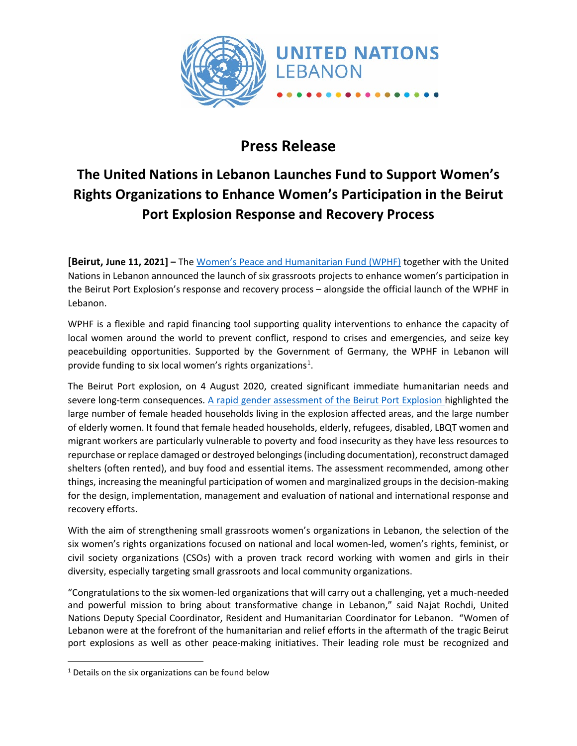UNITED NATIONS
LEBANON

# Press Release

## The United Nations in Lebanon Launches Fund to Support Women's Rights Organizations to Enhance Women's Participation in the Beirut Port Explosion Response and Recovery Process

**[Beirut, June 11, 2021] –** The Women's Peace and Humanitarian Fund (WPHF) together with the United Nations in Lebanon announced the launch of six grassroots projects to enhance women's participation in the Beirut Port Explosion's response and recovery process – alongside the official launch of the WPHF in Lebanon.

WPHF is a flexible and rapid financing tool supporting quality interventions to enhance the capacity of local women around the world to prevent conflict, respond to crises and emergencies, and seize key peacebuilding opportunities. Supported by the Government of Germany, the WPHF in Lebanon will provide funding to six local women's rights organizations[1].

The Beirut Port explosion, on 4 August 2020, created significant immediate humanitarian needs and severe long-term consequences. A rapid gender assessment of the Beirut Port Explosion highlighted the large number of female headed households living in the explosion affected areas, and the large number of elderly women. It found that female headed households, elderly, refugees, disabled, LBQT women and migrant workers are particularly vulnerable to poverty and food insecurity as they have less resources to repurchase or replace damaged or destroyed belongings (including documentation), reconstruct damaged shelters (often rented), and buy food and essential items. The assessment recommended, among other things, increasing the meaningful participation of women and marginalized groups in the decision-making for the design, implementation, management and evaluation of national and international response and recovery efforts.

With the aim of strengthening small grassroots women's organizations in Lebanon, the selection of the six women's rights organizations focused on national and local women-led, women's rights, feminist, or civil society organizations (CSOs) with a proven track record working with women and girls in their diversity, especially targeting small grassroots and local community organizations.

"Congratulations to the six women-led organizations that will carry out a challenging, yet a much-needed and powerful mission to bring about transformative change in Lebanon," said Najat Rochdi, United Nations Deputy Special Coordinator, Resident and Humanitarian Coordinator for Lebanon. "Women of Lebanon were at the forefront of the humanitarian and relief efforts in the aftermath of the tragic Beirut port explosions as well as other peace-making initiatives. Their leading role must be recognized and

[1] Details on the six organizations can be found below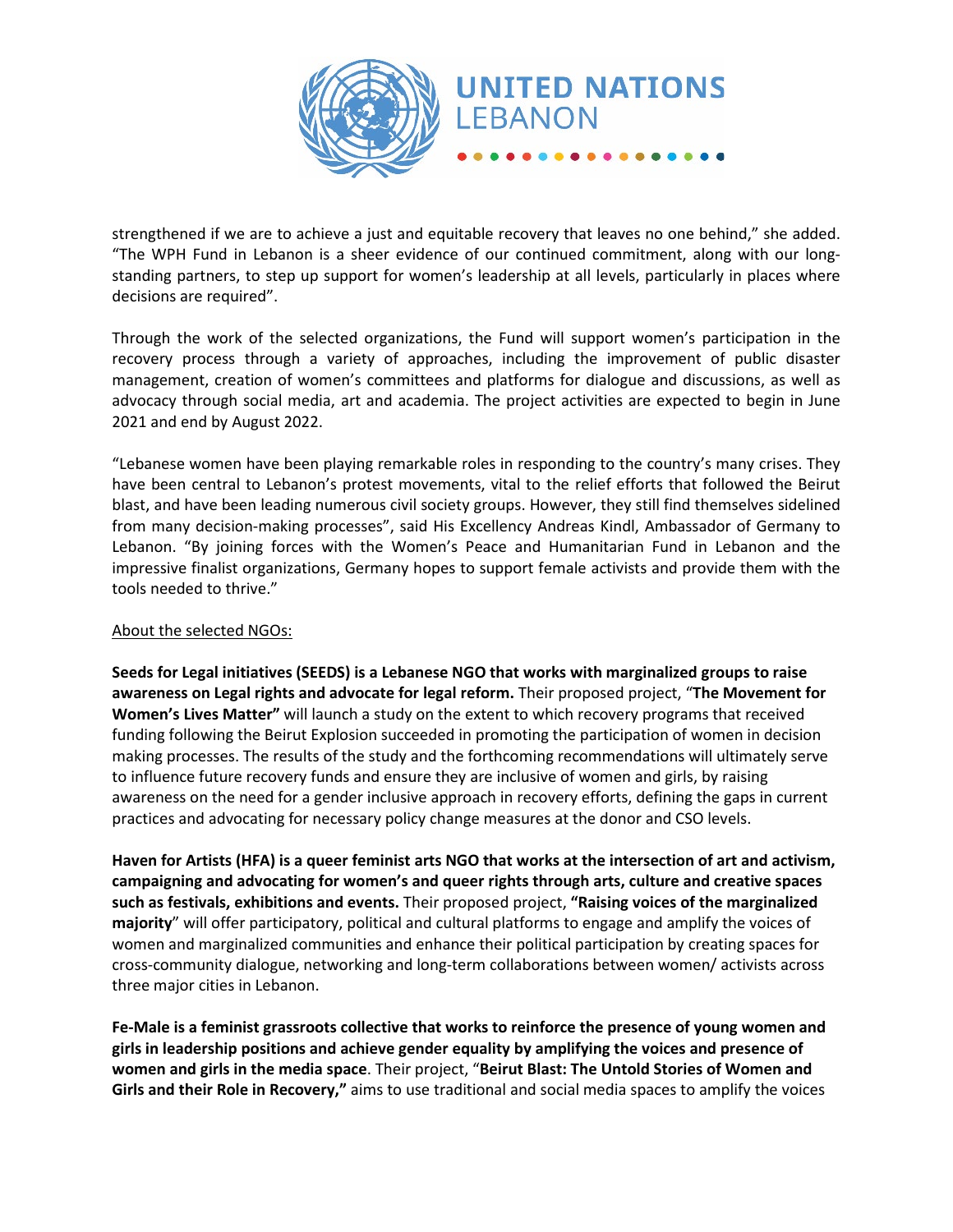strengthened if we are to achieve a just and equitable recovery that leaves no one behind," she added. "The WPH Fund in Lebanon is a sheer evidence of our continued commitment, along with our long-standing partners, to step up support for women's leadership at all levels, particularly in places where decisions are required".

Through the work of the selected organizations, the Fund will support women's participation in the recovery process through a variety of approaches, including the improvement of public disaster management, creation of women's committees and platforms for dialogue and discussions, as well as advocacy through social media, art and academia. The project activities are expected to begin in June 2021 and end by August 2022.

"Lebanese women have been playing remarkable roles in responding to the country's many crises. They have been central to Lebanon's protest movements, vital to the relief efforts that followed the Beirut blast, and have been leading numerous civil society groups. However, they still find themselves sidelined from many decision-making processes", said His Excellency Andreas Kindl, Ambassador of Germany to Lebanon. "By joining forces with the Women's Peace and Humanitarian Fund in Lebanon and the impressive finalist organizations, Germany hopes to support female activists and provide them with the tools needed to thrive."

<u>About the selected NGOs:</u>

**Seeds for Legal initiatives (SEEDS) is a Lebanese NGO that works with marginalized groups to raise awareness on Legal rights and advocate for legal reform.** Their proposed project, "**The Movement for Women's Lives Matter"** will launch a study on the extent to which recovery programs that received funding following the Beirut Explosion succeeded in promoting the participation of women in decision making processes. The results of the study and the forthcoming recommendations will ultimately serve to influence future recovery funds and ensure they are inclusive of women and girls, by raising awareness on the need for a gender inclusive approach in recovery efforts, defining the gaps in current practices and advocating for necessary policy change measures at the donor and CSO levels.

**Haven for Artists (HFA) is a queer feminist arts NGO that works at the intersection of art and activism, campaigning and advocating for women's and queer rights through arts, culture and creative spaces such as festivals, exhibitions and events.** Their proposed project, **"Raising voices of the marginalized majority**" will offer participatory, political and cultural platforms to engage and amplify the voices of women and marginalized communities and enhance their political participation by creating spaces for cross-community dialogue, networking and long-term collaborations between women/ activists across three major cities in Lebanon.

**Fe-Male is a feminist grassroots collective that works to reinforce the presence of young women and girls in leadership positions and achieve gender equality by amplifying the voices and presence of women and girls in the media space**. Their project, "**Beirut Blast: The Untold Stories of Women and Girls and their Role in Recovery,"** aims to use traditional and social media spaces to amplify the voices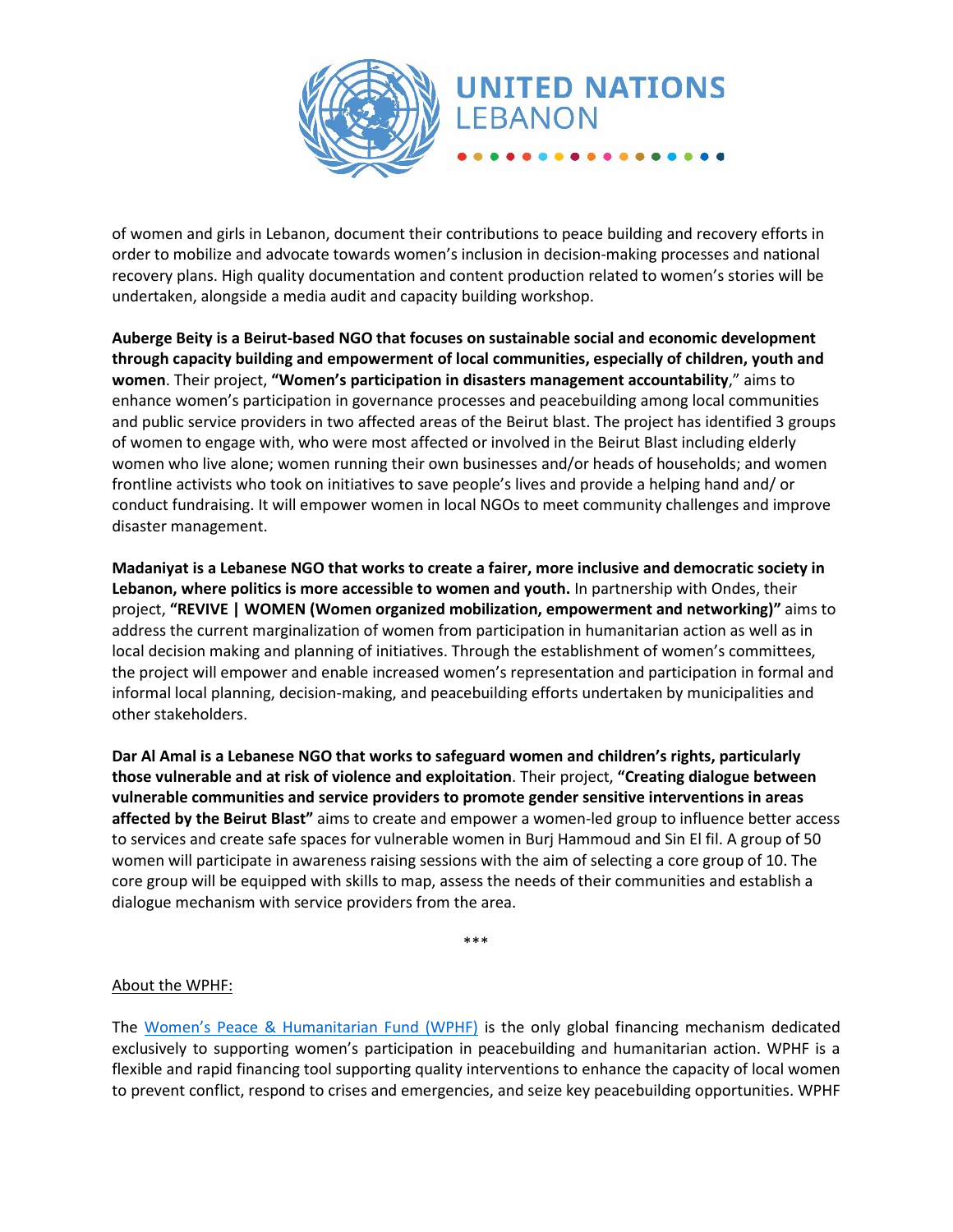of women and girls in Lebanon, document their contributions to peace building and recovery efforts in order to mobilize and advocate towards women's inclusion in decision-making processes and national recovery plans. High quality documentation and content production related to women's stories will be undertaken, alongside a media audit and capacity building workshop.

**Auberge Beity is a Beirut-based NGO that focuses on sustainable social and economic development through capacity building and empowerment of local communities, especially of children, youth and women**. Their project, **"Women's participation in disasters management accountability**," aims to enhance women's participation in governance processes and peacebuilding among local communities and public service providers in two affected areas of the Beirut blast. The project has identified 3 groups of women to engage with, who were most affected or involved in the Beirut Blast including elderly women who live alone; women running their own businesses and/or heads of households; and women frontline activists who took on initiatives to save people's lives and provide a helping hand and/ or conduct fundraising. It will empower women in local NGOs to meet community challenges and improve disaster management.

**Madaniyat is a Lebanese NGO that works to create a fairer, more inclusive and democratic society in Lebanon, where politics is more accessible to women and youth.** In partnership with Ondes, their project, **"REVIVE | WOMEN (Women organized mobilization, empowerment and networking)"** aims to address the current marginalization of women from participation in humanitarian action as well as in local decision making and planning of initiatives. Through the establishment of women's committees, the project will empower and enable increased women's representation and participation in formal and informal local planning, decision-making, and peacebuilding efforts undertaken by municipalities and other stakeholders.

**Dar Al Amal is a Lebanese NGO that works to safeguard women and children's rights, particularly those vulnerable and at risk of violence and exploitation**. Their project, **"Creating dialogue between vulnerable communities and service providers to promote gender sensitive interventions in areas affected by the Beirut Blast"** aims to create and empower a women-led group to influence better access to services and create safe spaces for vulnerable women in Burj Hammoud and Sin El fil. A group of 50 women will participate in awareness raising sessions with the aim of selecting a core group of 10. The core group will be equipped with skills to map, assess the needs of their communities and establish a dialogue mechanism with service providers from the area.

***

About the WPHF:

The [Women's Peace & Humanitarian Fund (WPHF)] is the only global financing mechanism dedicated exclusively to supporting women's participation in peacebuilding and humanitarian action. WPHF is a flexible and rapid financing tool supporting quality interventions to enhance the capacity of local women to prevent conflict, respond to crises and emergencies, and seize key peacebuilding opportunities. WPHF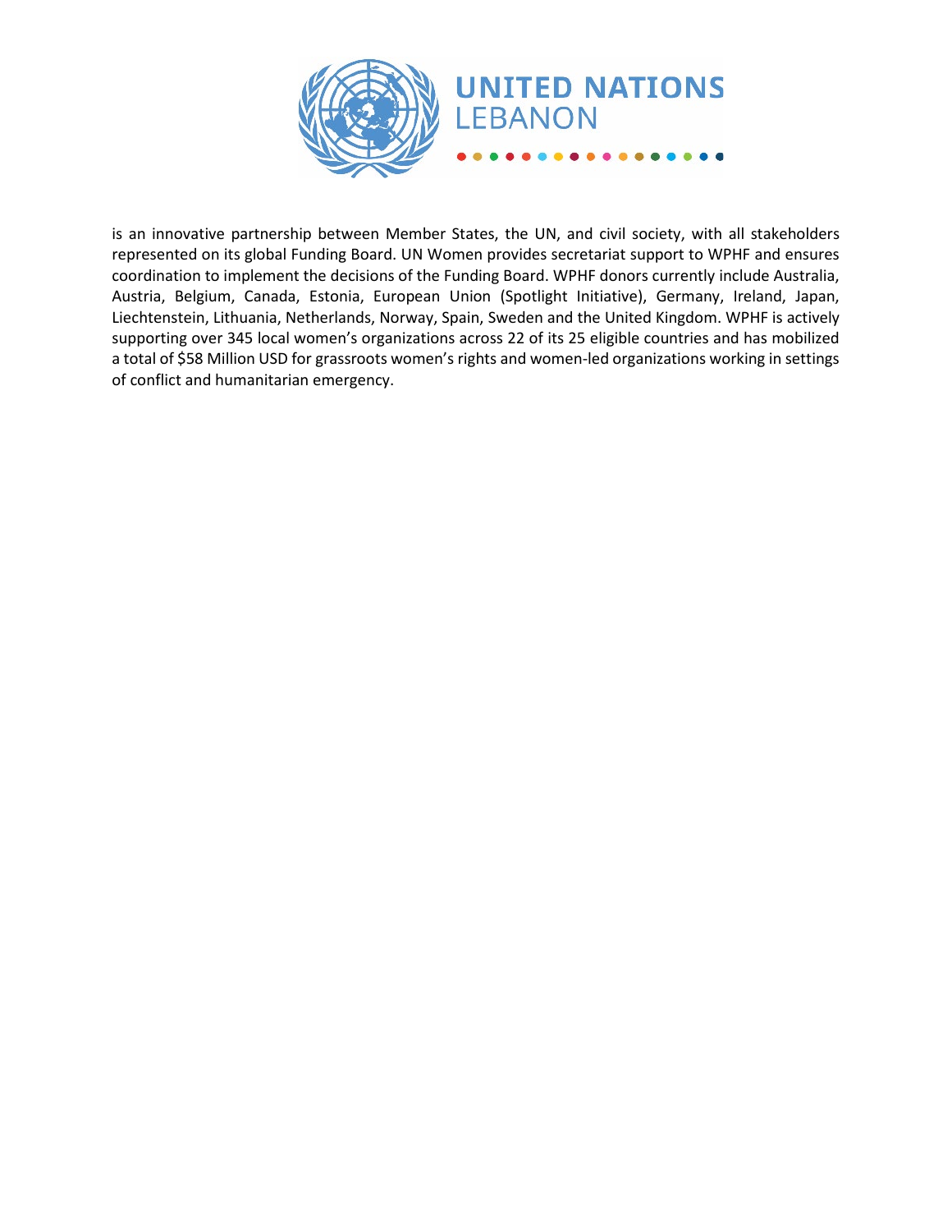is an innovative partnership between Member States, the UN, and civil society, with all stakeholders represented on its global Funding Board. UN Women provides secretariat support to WPHF and ensures coordination to implement the decisions of the Funding Board. WPHF donors currently include Australia, Austria, Belgium, Canada, Estonia, European Union (Spotlight Initiative), Germany, Ireland, Japan, Liechtenstein, Lithuania, Netherlands, Norway, Spain, Sweden and the United Kingdom. WPHF is actively supporting over 345 local women's organizations across 22 of its 25 eligible countries and has mobilized a total of $58 Million USD for grassroots women's rights and women-led organizations working in settings of conflict and humanitarian emergency.